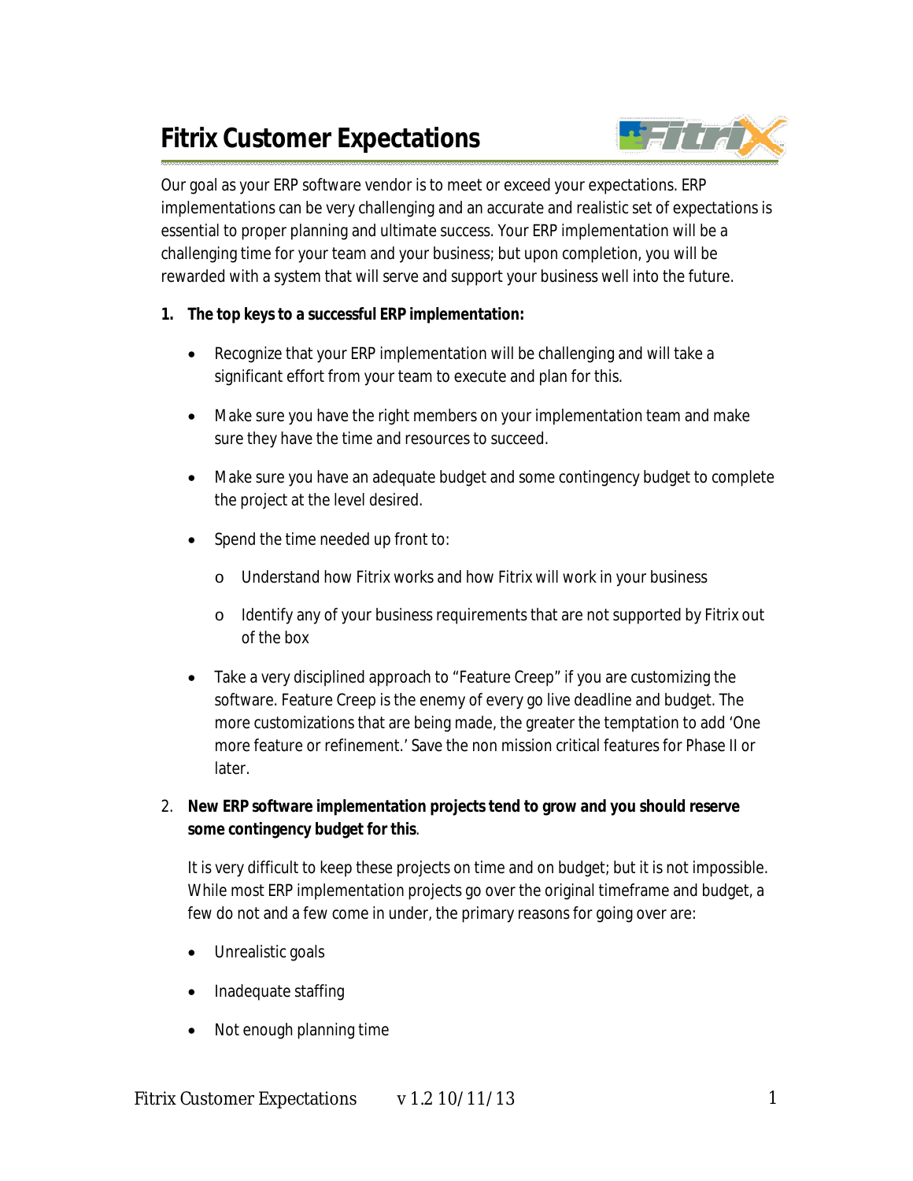# Fitrix Customer Expectations

Our goal as your ERP software vendor is to meet or exceed your expectations. ERP implementations can be very challenging and an accurate and realistic set of expectations is essential to proper planning and ultimate success. Your ERP implementation will be a challenging time for your team and your business; but upon completion, you will be rewarded with a system that will serve and support your business well into the future.

1. **The top keys to a successful ERP implementation:**

   - Recognize that your ERP implementation will be challenging and will take a significant effort from your team to execute and plan for this.
   - Make sure you have the right members on your implementation team and make sure they have the time and resources to succeed.
   - Make sure you have an adequate budget and some contingency budget to complete the project at the level desired.
   - Spend the time needed up front to:
     - Understand how Fitrix works and how Fitrix will work in your business
     - Identify any of your business requirements that are not supported by Fitrix out of the box
   - Take a very disciplined approach to "Feature Creep" if you are customizing the software. Feature Creep is the enemy of every go live deadline and budget. The more customizations that are being made, the greater the temptation to add 'One more feature or refinement.' Save the non mission critical features for Phase II or later.

2. **New ERP software implementation projects tend to grow and you should reserve some contingency budget for this**.

   It is very difficult to keep these projects on time and on budget; but it is not impossible. While most ERP implementation projects go over the original timeframe and budget, a few do not and a few come in under, the primary reasons for going over are:

   - Unrealistic goals
   - Inadequate staffing
   - Not enough planning time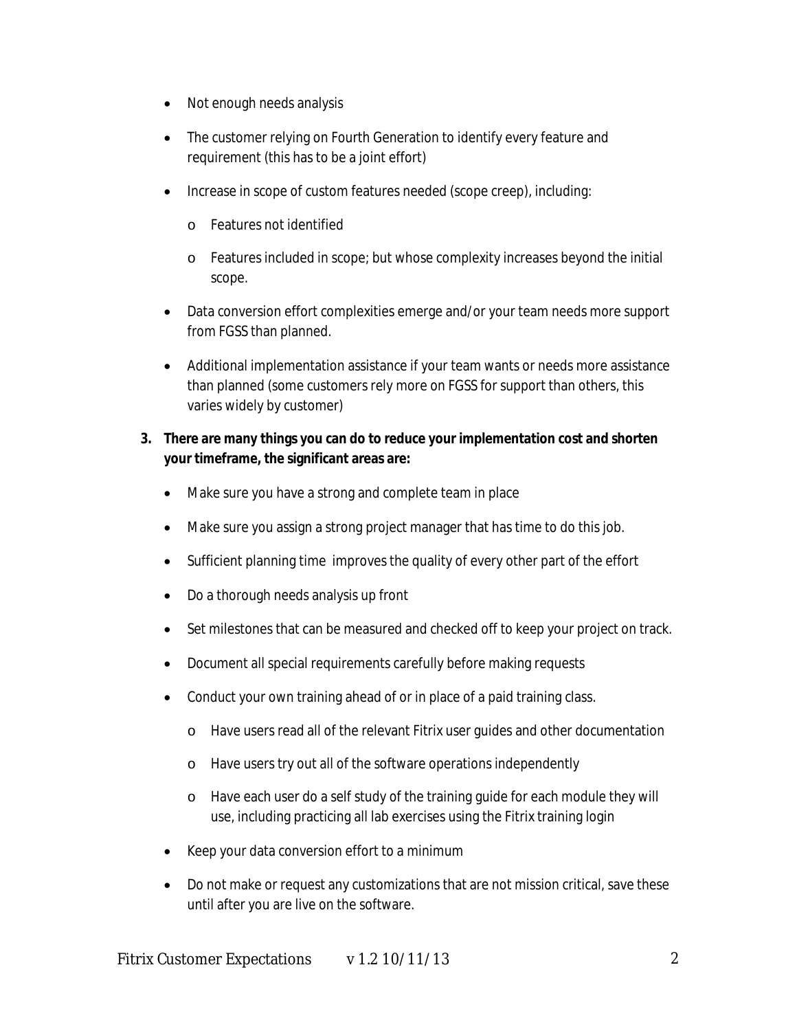- Not enough needs analysis
- The customer relying on Fourth Generation to identify every feature and requirement (this has to be a joint effort)
- Increase in scope of custom features needed (scope creep), including:
  - Features not identified
  - Features included in scope; but whose complexity increases beyond the initial scope.
- Data conversion effort complexities emerge and/or your team needs more support from FGSS than planned.
- Additional implementation assistance if your team wants or needs more assistance than planned (some customers rely more on FGSS for support than others, this varies widely by customer)

3. **There are many things you can do to reduce your implementation cost and shorten your timeframe, the significant areas are:**

- Make sure you have a strong and complete team in place
- Make sure you assign a strong project manager that has time to do this job.
- Sufficient planning time improves the quality of every other part of the effort
- Do a thorough needs analysis up front
- Set milestones that can be measured and checked off to keep your project on track.
- Document all special requirements carefully before making requests
- Conduct your own training ahead of or in place of a paid training class.
  - Have users read all of the relevant Fitrix user guides and other documentation
  - Have users try out all of the software operations independently
  - Have each user do a self study of the training guide for each module they will use, including practicing all lab exercises using the Fitrix training login
- Keep your data conversion effort to a minimum
- Do not make or request any customizations that are not mission critical, save these until after you are live on the software.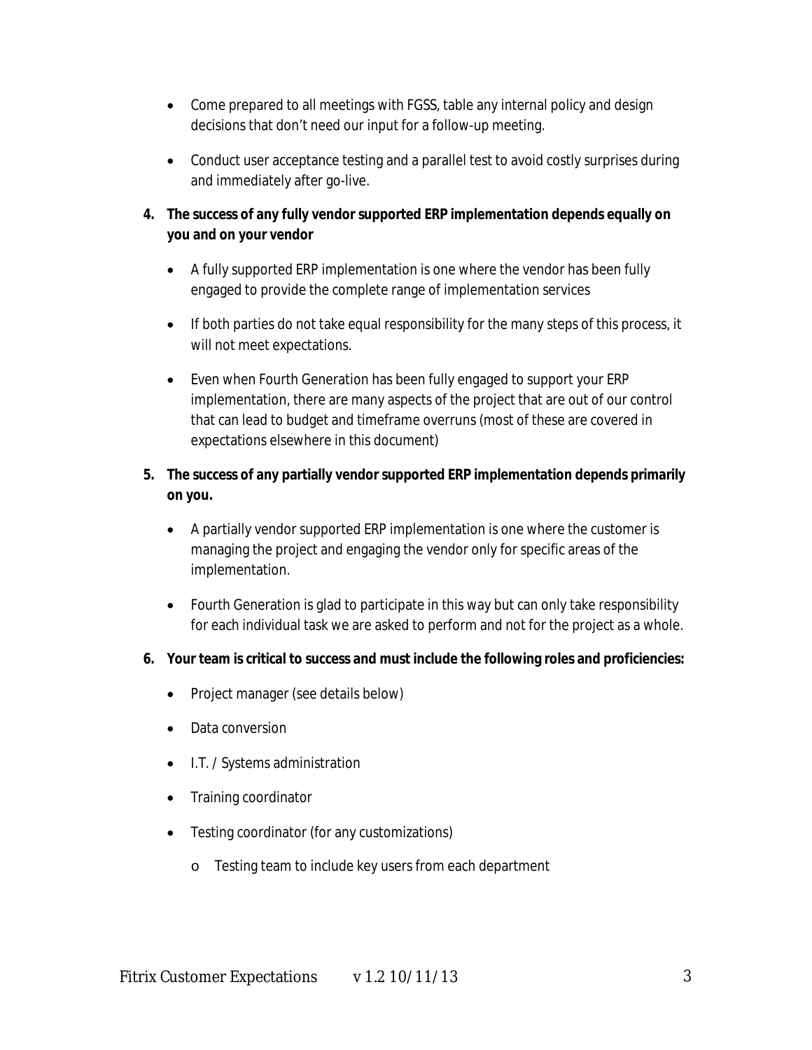- Come prepared to all meetings with FGSS, table any internal policy and design decisions that don't need our input for a follow-up meeting.
- Conduct user acceptance testing and a parallel test to avoid costly surprises during and immediately after go-live.

4. **The success of any fully vendor supported ERP implementation depends equally on you and on your vendor**
   - A fully supported ERP implementation is one where the vendor has been fully engaged to provide the complete range of implementation services
   - If both parties do not take equal responsibility for the many steps of this process, it will not meet expectations.
   - Even when Fourth Generation has been fully engaged to support your ERP implementation, there are many aspects of the project that are out of our control that can lead to budget and timeframe overruns (most of these are covered in expectations elsewhere in this document)

5. **The success of any partially vendor supported ERP implementation depends primarily on you.**
   - A partially vendor supported ERP implementation is one where the customer is managing the project and engaging the vendor only for specific areas of the implementation.
   - Fourth Generation is glad to participate in this way but can only take responsibility for each individual task we are asked to perform and not for the project as a whole.

6. **Your team is critical to success and must include the following roles and proficiencies:**
   - Project manager (see details below)
   - Data conversion
   - I.T. / Systems administration
   - Training coordinator
   - Testing coordinator (for any customizations)
     - Testing team to include key users from each department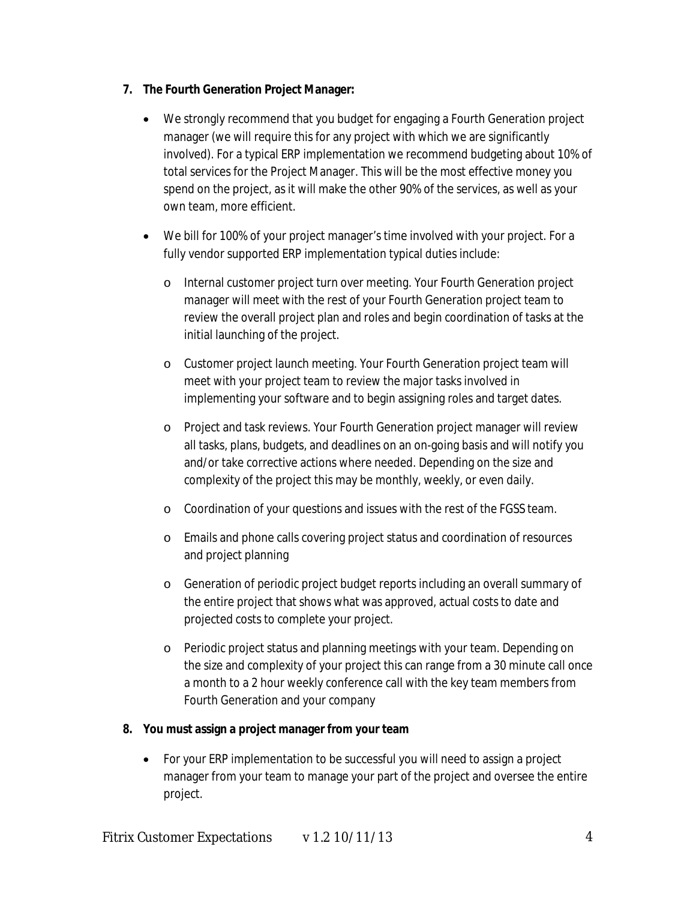7. **The Fourth Generation Project Manager:**

   - We strongly recommend that you budget for engaging a Fourth Generation project manager (we will require this for any project with which we are significantly involved). For a typical ERP implementation we recommend budgeting about 10% of total services for the Project Manager. This will be the most effective money you spend on the project, as it will make the other 90% of the services, as well as your own team, more efficient.

   - We bill for 100% of your project manager's time involved with your project. For a fully vendor supported ERP implementation typical duties include:

     - Internal customer project turn over meeting. Your Fourth Generation project manager will meet with the rest of your Fourth Generation project team to review the overall project plan and roles and begin coordination of tasks at the initial launching of the project.

     - Customer project launch meeting. Your Fourth Generation project team will meet with your project team to review the major tasks involved in implementing your software and to begin assigning roles and target dates.

     - Project and task reviews. Your Fourth Generation project manager will review all tasks, plans, budgets, and deadlines on an on-going basis and will notify you and/or take corrective actions where needed. Depending on the size and complexity of the project this may be monthly, weekly, or even daily.

     - Coordination of your questions and issues with the rest of the FGSS team.

     - Emails and phone calls covering project status and coordination of resources and project planning

     - Generation of periodic project budget reports including an overall summary of the entire project that shows what was approved, actual costs to date and projected costs to complete your project.

     - Periodic project status and planning meetings with your team. Depending on the size and complexity of your project this can range from a 30 minute call once a month to a 2 hour weekly conference call with the key team members from Fourth Generation and your company

8. **You must assign a project manager from your team**

   - For your ERP implementation to be successful you will need to assign a project manager from your team to manage your part of the project and oversee the entire project.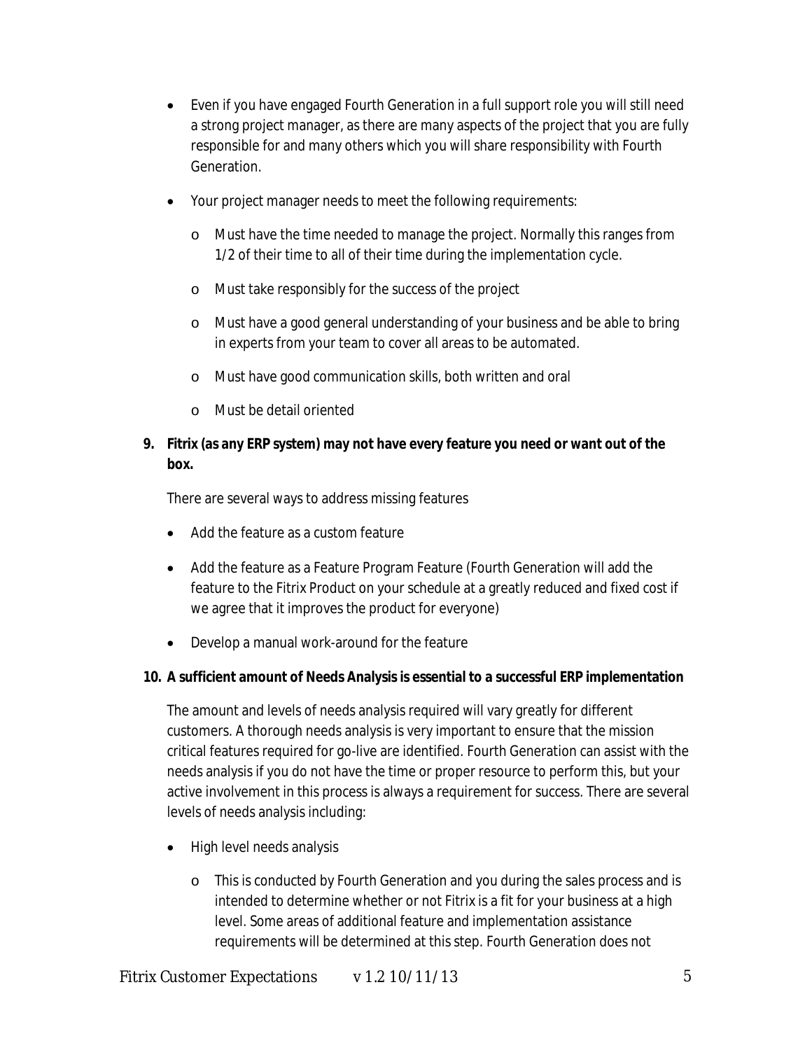- Even if you have engaged Fourth Generation in a full support role you will still need a strong project manager, as there are many aspects of the project that you are fully responsible for and many others which you will share responsibility with Fourth Generation.
- Your project manager needs to meet the following requirements:
  - Must have the time needed to manage the project. Normally this ranges from 1/2 of their time to all of their time during the implementation cycle.
  - Must take responsibly for the success of the project
  - Must have a good general understanding of your business and be able to bring in experts from your team to cover all areas to be automated.
  - Must have good communication skills, both written and oral
  - Must be detail oriented

**9. Fitrix (as any ERP system) may not have every feature you need or want out of the box.**

There are several ways to address missing features

- Add the feature as a custom feature
- Add the feature as a Feature Program Feature (Fourth Generation will add the feature to the Fitrix Product on your schedule at a greatly reduced and fixed cost if we agree that it improves the product for everyone)
- Develop a manual work-around for the feature

**10. A sufficient amount of Needs Analysis is essential to a successful ERP implementation**

The amount and levels of needs analysis required will vary greatly for different customers. A thorough needs analysis is very important to ensure that the mission critical features required for go-live are identified. Fourth Generation can assist with the needs analysis if you do not have the time or proper resource to perform this, but your active involvement in this process is always a requirement for success. There are several levels of needs analysis including:

- High level needs analysis
  - This is conducted by Fourth Generation and you during the sales process and is intended to determine whether or not Fitrix is a fit for your business at a high level. Some areas of additional feature and implementation assistance requirements will be determined at this step. Fourth Generation does not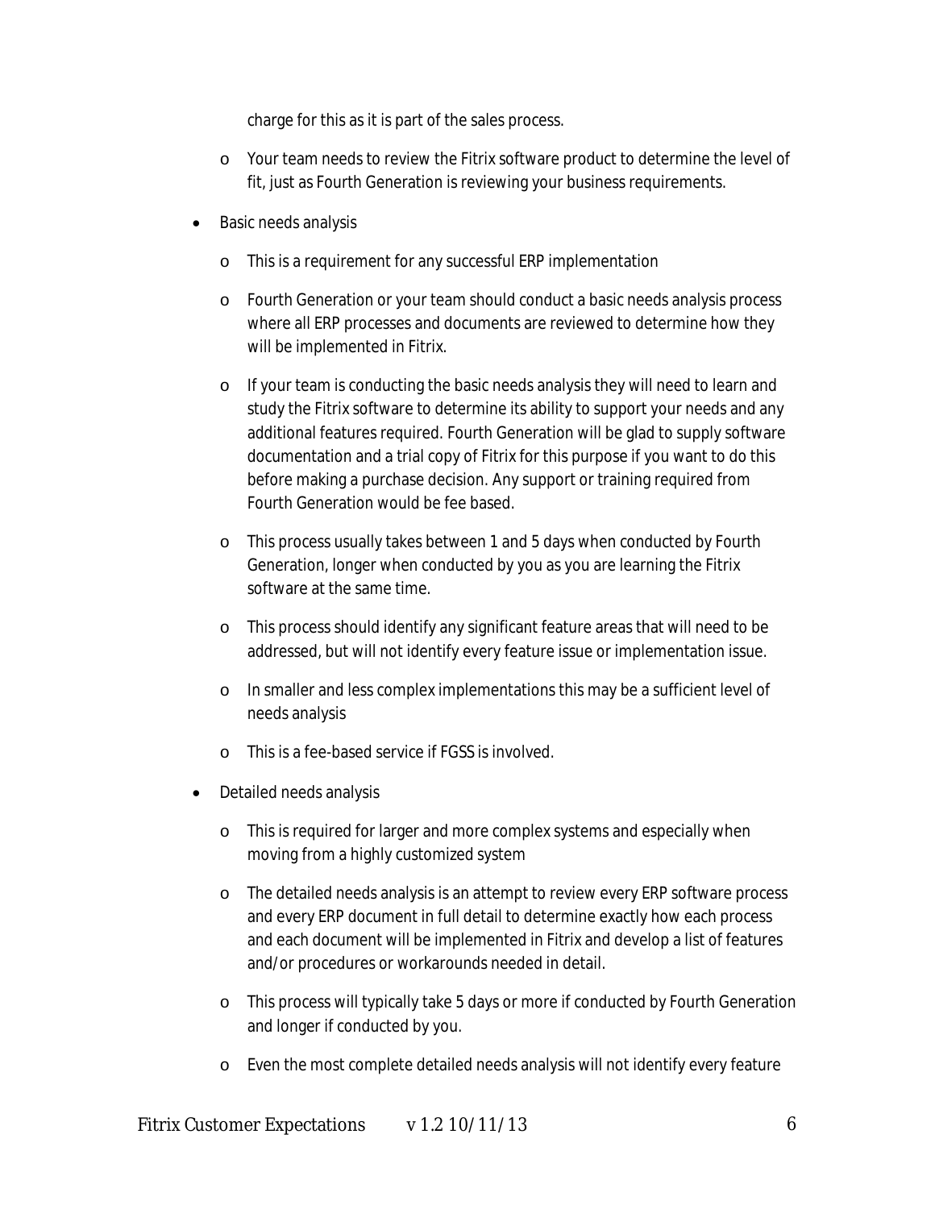charge for this as it is part of the sales process.

  - Your team needs to review the Fitrix software product to determine the level of fit, just as Fourth Generation is reviewing your business requirements.

- Basic needs analysis
  - This is a requirement for any successful ERP implementation
  - Fourth Generation or your team should conduct a basic needs analysis process where all ERP processes and documents are reviewed to determine how they will be implemented in Fitrix.
  - If your team is conducting the basic needs analysis they will need to learn and study the Fitrix software to determine its ability to support your needs and any additional features required. Fourth Generation will be glad to supply software documentation and a trial copy of Fitrix for this purpose if you want to do this before making a purchase decision. Any support or training required from Fourth Generation would be fee based.
  - This process usually takes between 1 and 5 days when conducted by Fourth Generation, longer when conducted by you as you are learning the Fitrix software at the same time.
  - This process should identify any significant feature areas that will need to be addressed, but will not identify every feature issue or implementation issue.
  - In smaller and less complex implementations this may be a sufficient level of needs analysis
  - This is a fee-based service if FGSS is involved.

- Detailed needs analysis
  - This is required for larger and more complex systems and especially when moving from a highly customized system
  - The detailed needs analysis is an attempt to review every ERP software process and every ERP document in full detail to determine exactly how each process and each document will be implemented in Fitrix and develop a list of features and/or procedures or workarounds needed in detail.
  - This process will typically take 5 days or more if conducted by Fourth Generation and longer if conducted by you.
  - Even the most complete detailed needs analysis will not identify every feature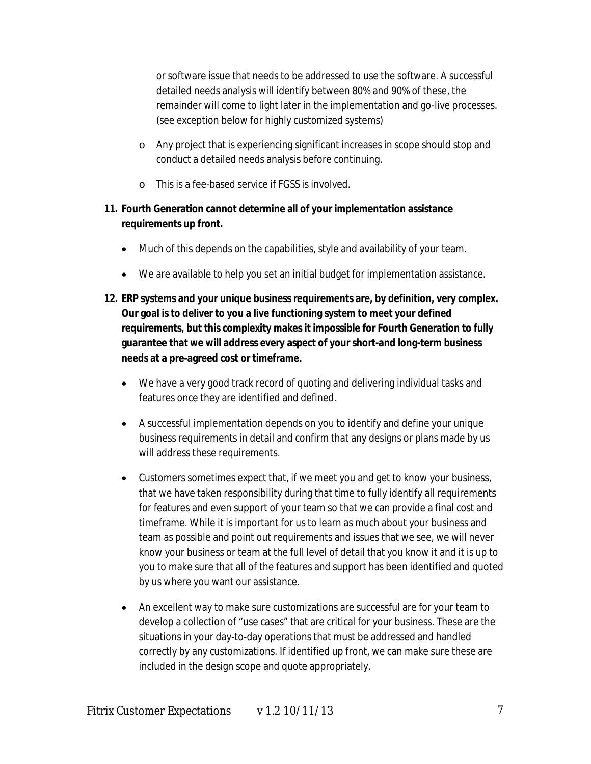or software issue that needs to be addressed to use the software. A successful detailed needs analysis will identify between 80% and 90% of these, the remainder will come to light later in the implementation and go-live processes. (see exception below for highly customized systems)

  - Any project that is experiencing significant increases in scope should stop and conduct a detailed needs analysis before continuing.
  - This is a fee-based service if FGSS is involved.

11. **Fourth Generation cannot determine all of your implementation assistance requirements up front.**
    - Much of this depends on the capabilities, style and availability of your team.
    - We are available to help you set an initial budget for implementation assistance.

12. **ERP systems and your unique business requirements are, by definition, very complex. Our goal is to deliver to you a live functioning system to meet your defined requirements, but this complexity makes it impossible for Fourth Generation to fully guarantee that we will address every aspect of your short-and long-term business needs at a pre-agreed cost or timeframe.**
    - We have a very good track record of quoting and delivering individual tasks and features once they are identified and defined.
    - A successful implementation depends on you to identify and define your unique business requirements in detail and confirm that any designs or plans made by us will address these requirements.
    - Customers sometimes expect that, if we meet you and get to know your business, that we have taken responsibility during that time to fully identify all requirements for features and even support of your team so that we can provide a final cost and timeframe. While it is important for us to learn as much about your business and team as possible and point out requirements and issues that we see, we will never know your business or team at the full level of detail that you know it and it is up to you to make sure that all of the features and support has been identified and quoted by us where you want our assistance.
    - An excellent way to make sure customizations are successful are for your team to develop a collection of "use cases" that are critical for your business. These are the situations in your day-to-day operations that must be addressed and handled correctly by any customizations. If identified up front, we can make sure these are included in the design scope and quote appropriately.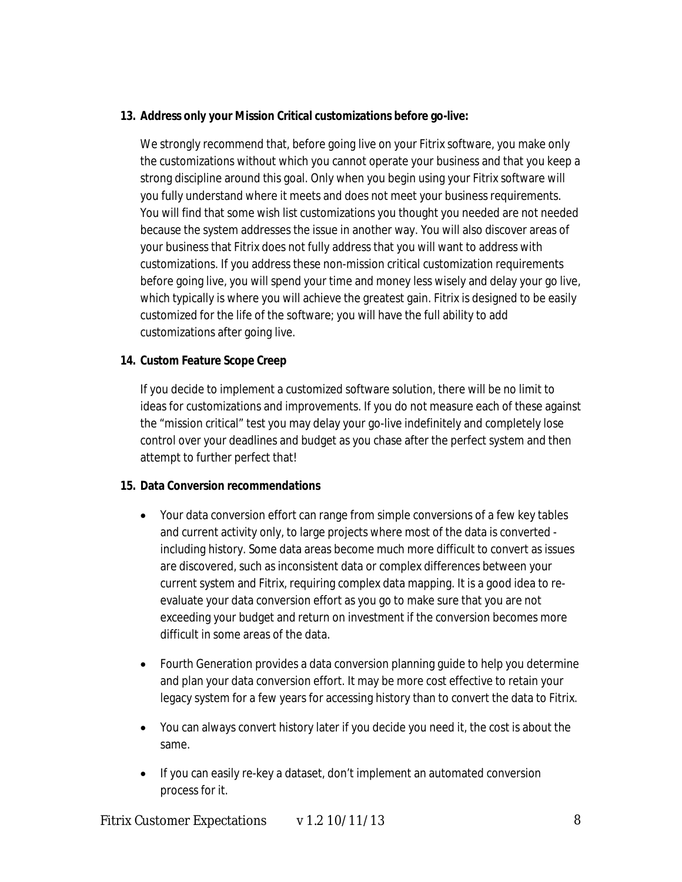**13. Address only your Mission Critical customizations before go-live:**

We strongly recommend that, before going live on your Fitrix software, you make only the customizations without which you cannot operate your business and that you keep a strong discipline around this goal. Only when you begin using your Fitrix software will you fully understand where it meets and does not meet your business requirements. You will find that some wish list customizations you thought you needed are not needed because the system addresses the issue in another way. You will also discover areas of your business that Fitrix does not fully address that you will want to address with customizations. If you address these non-mission critical customization requirements before going live, you will spend your time and money less wisely and delay your go live, which typically is where you will achieve the greatest gain. Fitrix is designed to be easily customized for the life of the software; you will have the full ability to add customizations after going live.

**14. Custom Feature Scope Creep**

If you decide to implement a customized software solution, there will be no limit to ideas for customizations and improvements. If you do not measure each of these against the "mission critical" test you may delay your go-live indefinitely and completely lose control over your deadlines and budget as you chase after the perfect system and then attempt to further perfect that!

**15. Data Conversion recommendations**

- Your data conversion effort can range from simple conversions of a few key tables and current activity only, to large projects where most of the data is converted - including history. Some data areas become much more difficult to convert as issues are discovered, such as inconsistent data or complex differences between your current system and Fitrix, requiring complex data mapping. It is a good idea to re-evaluate your data conversion effort as you go to make sure that you are not exceeding your budget and return on investment if the conversion becomes more difficult in some areas of the data.

- Fourth Generation provides a data conversion planning guide to help you determine and plan your data conversion effort. It may be more cost effective to retain your legacy system for a few years for accessing history than to convert the data to Fitrix.

- You can always convert history later if you decide you need it, the cost is about the same.

- If you can easily re-key a dataset, don't implement an automated conversion process for it.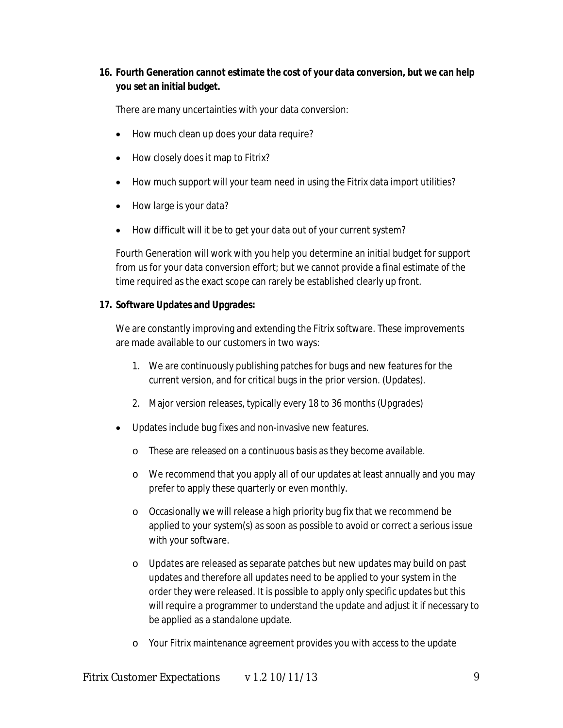16. **Fourth Generation cannot estimate the cost of your data conversion, but we can help you set an initial budget.**

    There are many uncertainties with your data conversion:

    - How much clean up does your data require?
    - How closely does it map to Fitrix?
    - How much support will your team need in using the Fitrix data import utilities?
    - How large is your data?
    - How difficult will it be to get your data out of your current system?

    Fourth Generation will work with you help you determine an initial budget for support from us for your data conversion effort; but we cannot provide a final estimate of the time required as the exact scope can rarely be established clearly up front.

17. **Software Updates and Upgrades:**

    We are constantly improving and extending the Fitrix software. These improvements are made available to our customers in two ways:

    1. We are continuously publishing patches for bugs and new features for the current version, and for critical bugs in the prior version. (Updates).
    2. Major version releases, typically every 18 to 36 months (Upgrades)

    - Updates include bug fixes and non-invasive new features.
      - These are released on a continuous basis as they become available.
      - We recommend that you apply all of our updates at least annually and you may prefer to apply these quarterly or even monthly.
      - Occasionally we will release a high priority bug fix that we recommend be applied to your system(s) as soon as possible to avoid or correct a serious issue with your software.
      - Updates are released as separate patches but new updates may build on past updates and therefore all updates need to be applied to your system in the order they were released. It is possible to apply only specific updates but this will require a programmer to understand the update and adjust it if necessary to be applied as a standalone update.
      - Your Fitrix maintenance agreement provides you with access to the update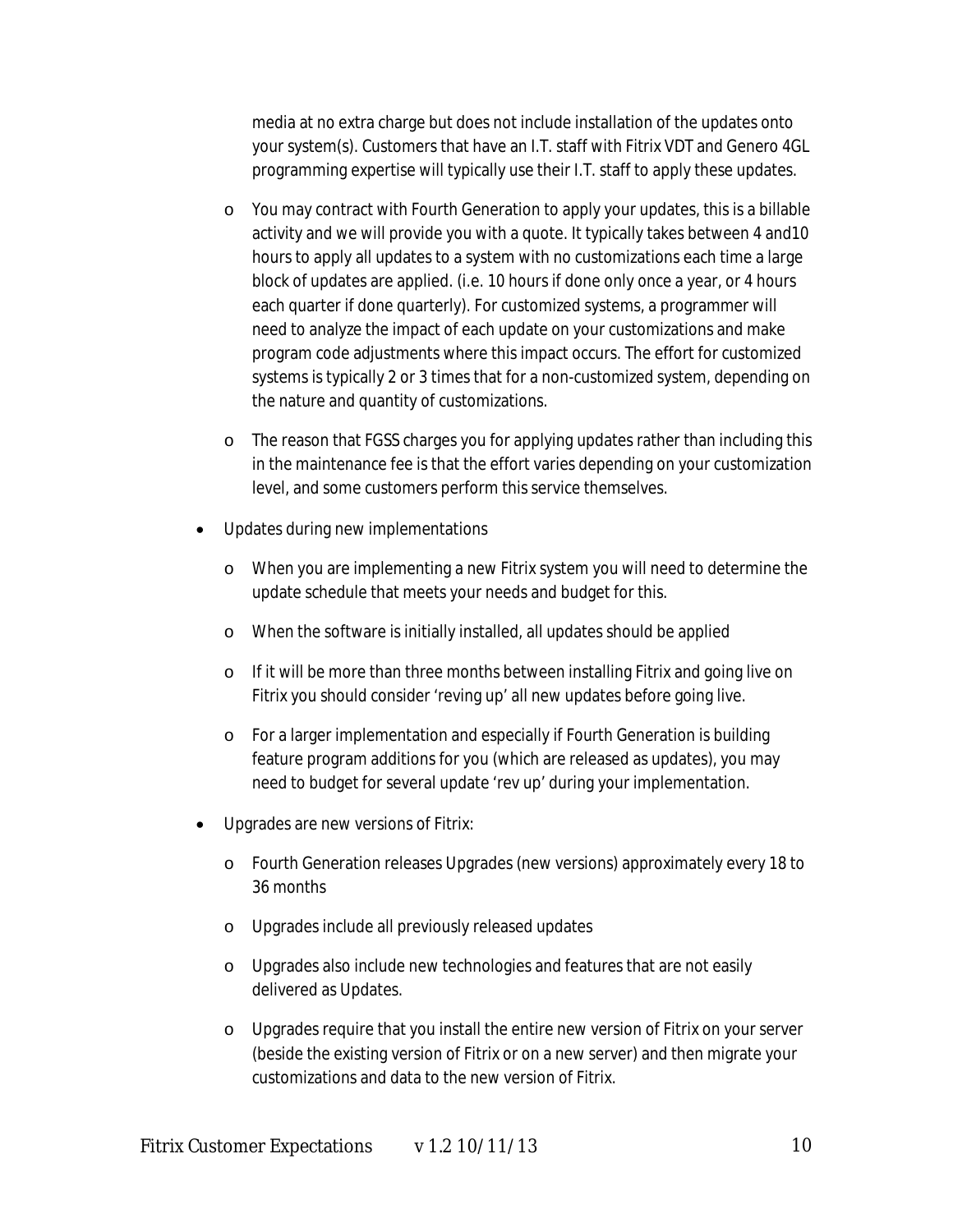media at no extra charge but does not include installation of the updates onto your system(s). Customers that have an I.T. staff with Fitrix VDT and Genero 4GL programming expertise will typically use their I.T. staff to apply these updates.

  - You may contract with Fourth Generation to apply your updates, this is a billable activity and we will provide you with a quote. It typically takes between 4 and10 hours to apply all updates to a system with no customizations each time a large block of updates are applied. (i.e. 10 hours if done only once a year, or 4 hours each quarter if done quarterly). For customized systems, a programmer will need to analyze the impact of each update on your customizations and make program code adjustments where this impact occurs. The effort for customized systems is typically 2 or 3 times that for a non-customized system, depending on the nature and quantity of customizations.
  - The reason that FGSS charges you for applying updates rather than including this in the maintenance fee is that the effort varies depending on your customization level, and some customers perform this service themselves.

- Updates during new implementations
  - When you are implementing a new Fitrix system you will need to determine the update schedule that meets your needs and budget for this.
  - When the software is initially installed, all updates should be applied
  - If it will be more than three months between installing Fitrix and going live on Fitrix you should consider 'reving up' all new updates before going live.
  - For a larger implementation and especially if Fourth Generation is building feature program additions for you (which are released as updates), you may need to budget for several update 'rev up' during your implementation.

- Upgrades are new versions of Fitrix:
  - Fourth Generation releases Upgrades (new versions) approximately every 18 to 36 months
  - Upgrades include all previously released updates
  - Upgrades also include new technologies and features that are not easily delivered as Updates.
  - Upgrades require that you install the entire new version of Fitrix on your server (beside the existing version of Fitrix or on a new server) and then migrate your customizations and data to the new version of Fitrix.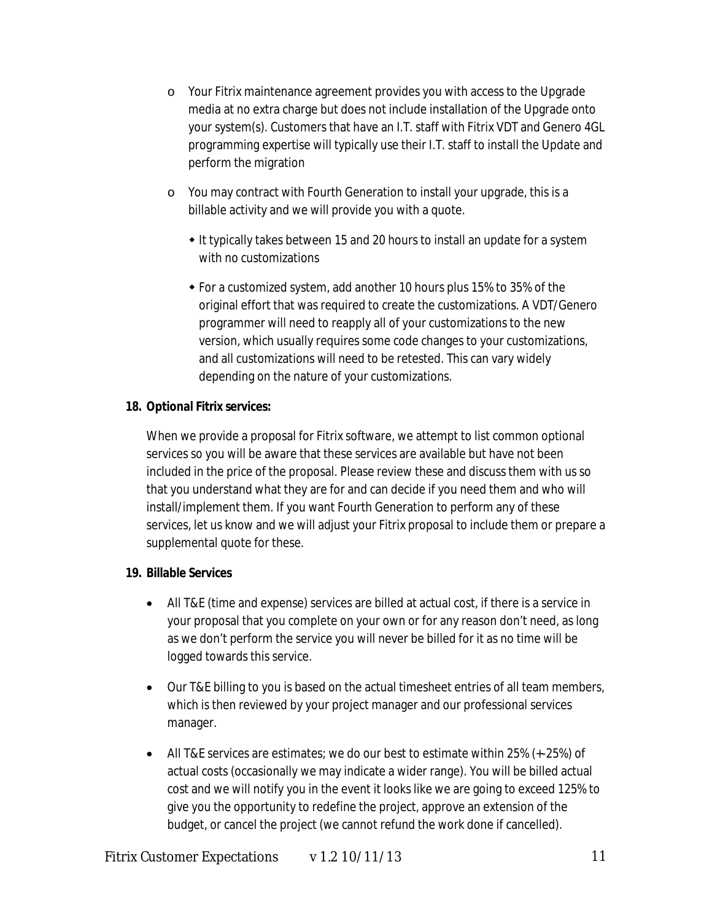- Your Fitrix maintenance agreement provides you with access to the Upgrade media at no extra charge but does not include installation of the Upgrade onto your system(s). Customers that have an I.T. staff with Fitrix VDT and Genero 4GL programming expertise will typically use their I.T. staff to install the Update and perform the migration
- You may contract with Fourth Generation to install your upgrade, this is a billable activity and we will provide you with a quote.
  - It typically takes between 15 and 20 hours to install an update for a system with no customizations
  - For a customized system, add another 10 hours plus 15% to 35% of the original effort that was required to create the customizations. A VDT/Genero programmer will need to reapply all of your customizations to the new version, which usually requires some code changes to your customizations, and all customizations will need to be retested. This can vary widely depending on the nature of your customizations.

**18. Optional Fitrix services:**

When we provide a proposal for Fitrix software, we attempt to list common optional services so you will be aware that these services are available but have not been included in the price of the proposal. Please review these and discuss them with us so that you understand what they are for and can decide if you need them and who will install/implement them. If you want Fourth Generation to perform any of these services, let us know and we will adjust your Fitrix proposal to include them or prepare a supplemental quote for these.

**19. Billable Services**

- All T&E (time and expense) services are billed at actual cost, if there is a service in your proposal that you complete on your own or for any reason don't need, as long as we don't perform the service you will never be billed for it as no time will be logged towards this service.
- Our T&E billing to you is based on the actual timesheet entries of all team members, which is then reviewed by your project manager and our professional services manager.
- All T&E services are estimates; we do our best to estimate within 25% (+-25%) of actual costs (occasionally we may indicate a wider range). You will be billed actual cost and we will notify you in the event it looks like we are going to exceed 125% to give you the opportunity to redefine the project, approve an extension of the budget, or cancel the project (we cannot refund the work done if cancelled).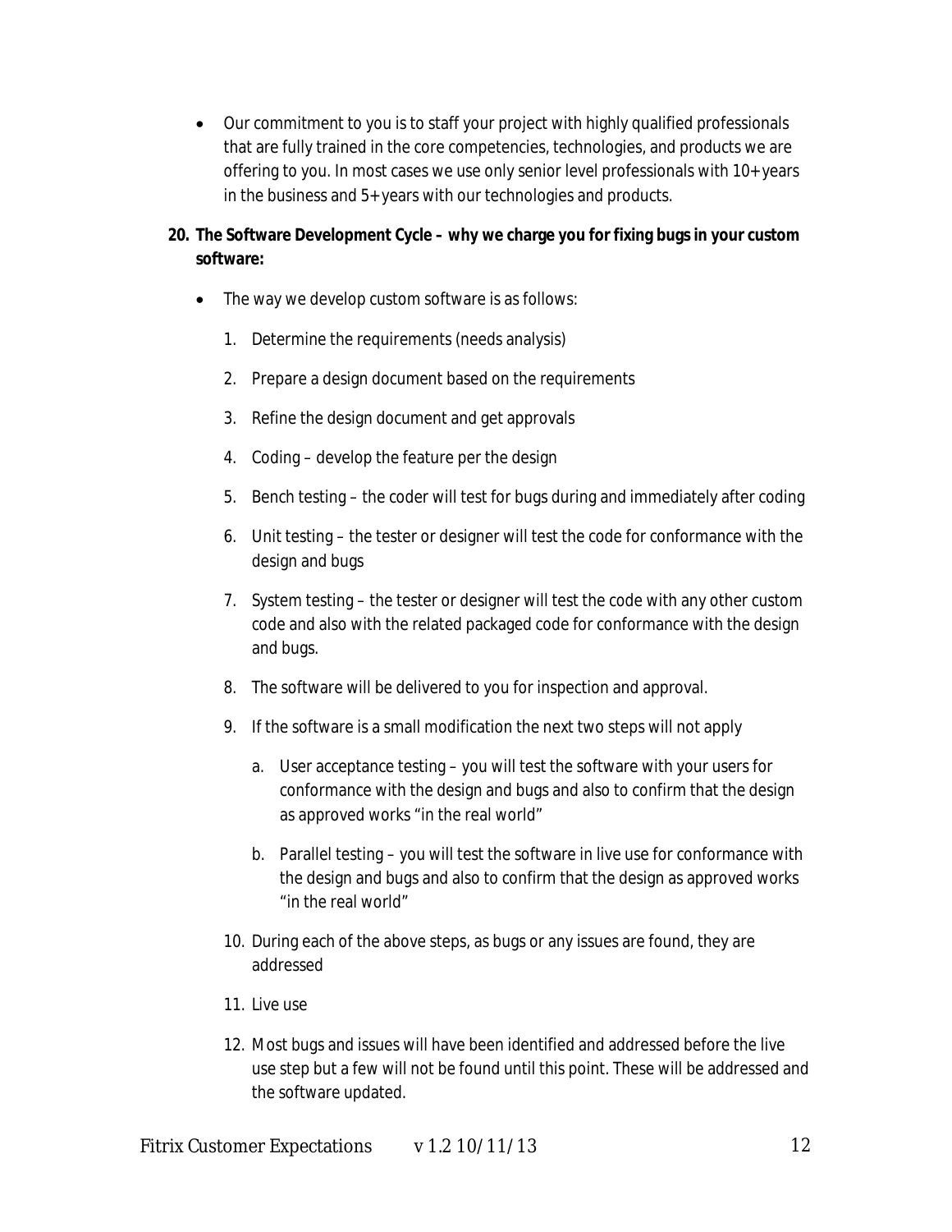- Our commitment to you is to staff your project with highly qualified professionals that are fully trained in the core competencies, technologies, and products we are offering to you. In most cases we use only senior level professionals with 10+ years in the business and 5+ years with our technologies and products.

**20. The Software Development Cycle – why we charge you for fixing bugs in your custom software:**

- The way we develop custom software is as follows:
  1. Determine the requirements (needs analysis)
  2. Prepare a design document based on the requirements
  3. Refine the design document and get approvals
  4. Coding – develop the feature per the design
  5. Bench testing – the coder will test for bugs during and immediately after coding
  6. Unit testing – the tester or designer will test the code for conformance with the design and bugs
  7. System testing – the tester or designer will test the code with any other custom code and also with the related packaged code for conformance with the design and bugs.
  8. The software will be delivered to you for inspection and approval.
  9. If the software is a small modification the next two steps will not apply
     a. User acceptance testing – you will test the software with your users for conformance with the design and bugs and also to confirm that the design as approved works "in the real world"
     b. Parallel testing – you will test the software in live use for conformance with the design and bugs and also to confirm that the design as approved works "in the real world"
  10. During each of the above steps, as bugs or any issues are found, they are addressed
  11. Live use
  12. Most bugs and issues will have been identified and addressed before the live use step but a few will not be found until this point. These will be addressed and the software updated.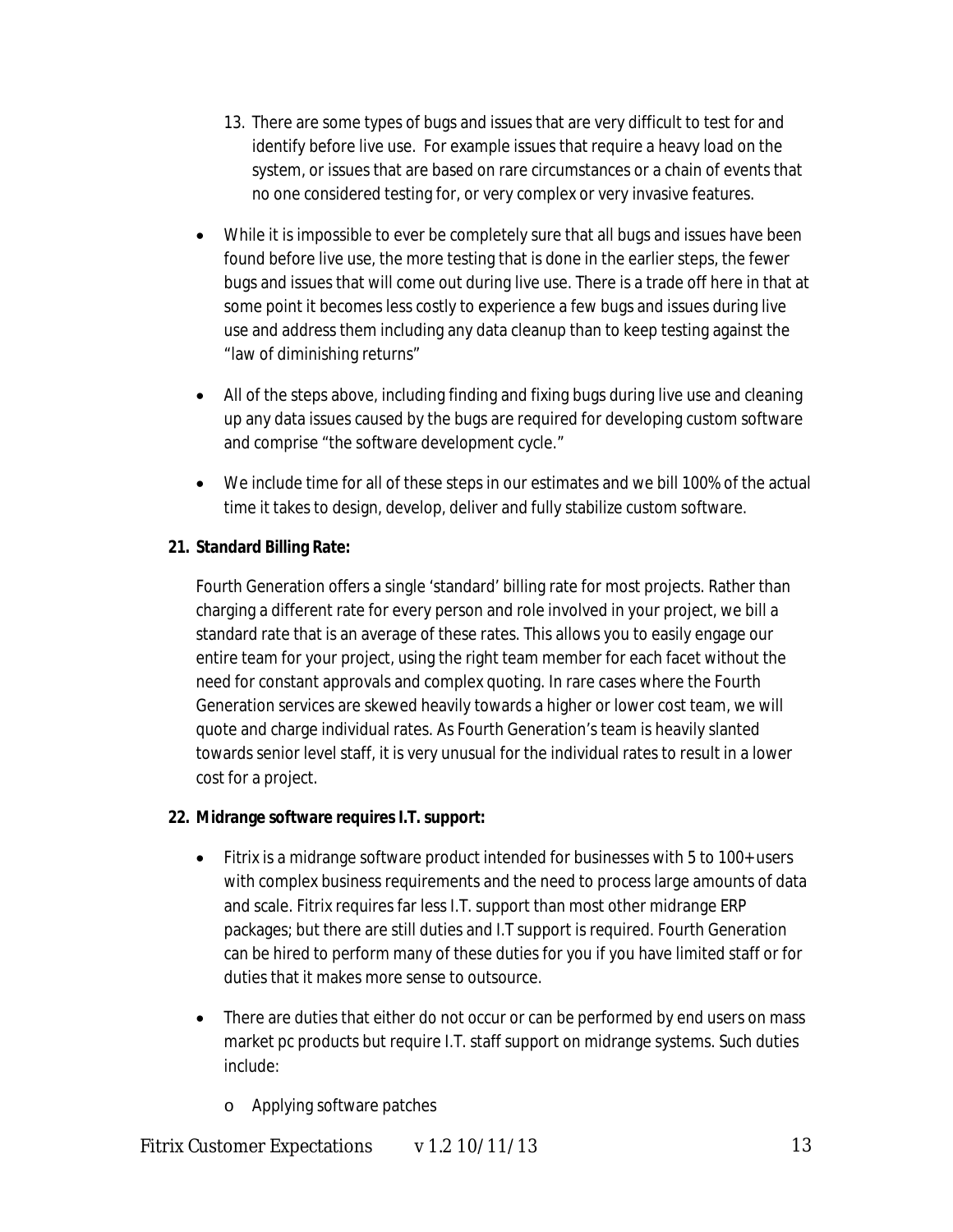13. There are some types of bugs and issues that are very difficult to test for and identify before live use. For example issues that require a heavy load on the system, or issues that are based on rare circumstances or a chain of events that no one considered testing for, or very complex or very invasive features.

- While it is impossible to ever be completely sure that all bugs and issues have been found before live use, the more testing that is done in the earlier steps, the fewer bugs and issues that will come out during live use. There is a trade off here in that at some point it becomes less costly to experience a few bugs and issues during live use and address them including any data cleanup than to keep testing against the "law of diminishing returns"

- All of the steps above, including finding and fixing bugs during live use and cleaning up any data issues caused by the bugs are required for developing custom software and comprise "the software development cycle."

- We include time for all of these steps in our estimates and we bill 100% of the actual time it takes to design, develop, deliver and fully stabilize custom software.

**21. Standard Billing Rate:**

Fourth Generation offers a single 'standard' billing rate for most projects. Rather than charging a different rate for every person and role involved in your project, we bill a standard rate that is an average of these rates. This allows you to easily engage our entire team for your project, using the right team member for each facet without the need for constant approvals and complex quoting. In rare cases where the Fourth Generation services are skewed heavily towards a higher or lower cost team, we will quote and charge individual rates. As Fourth Generation's team is heavily slanted towards senior level staff, it is very unusual for the individual rates to result in a lower cost for a project.

**22. Midrange software requires I.T. support:**

- Fitrix is a midrange software product intended for businesses with 5 to 100+ users with complex business requirements and the need to process large amounts of data and scale. Fitrix requires far less I.T. support than most other midrange ERP packages; but there are still duties and I.T support is required. Fourth Generation can be hired to perform many of these duties for you if you have limited staff or for duties that it makes more sense to outsource.

- There are duties that either do not occur or can be performed by end users on mass market pc products but require I.T. staff support on midrange systems. Such duties include:
  - Applying software patches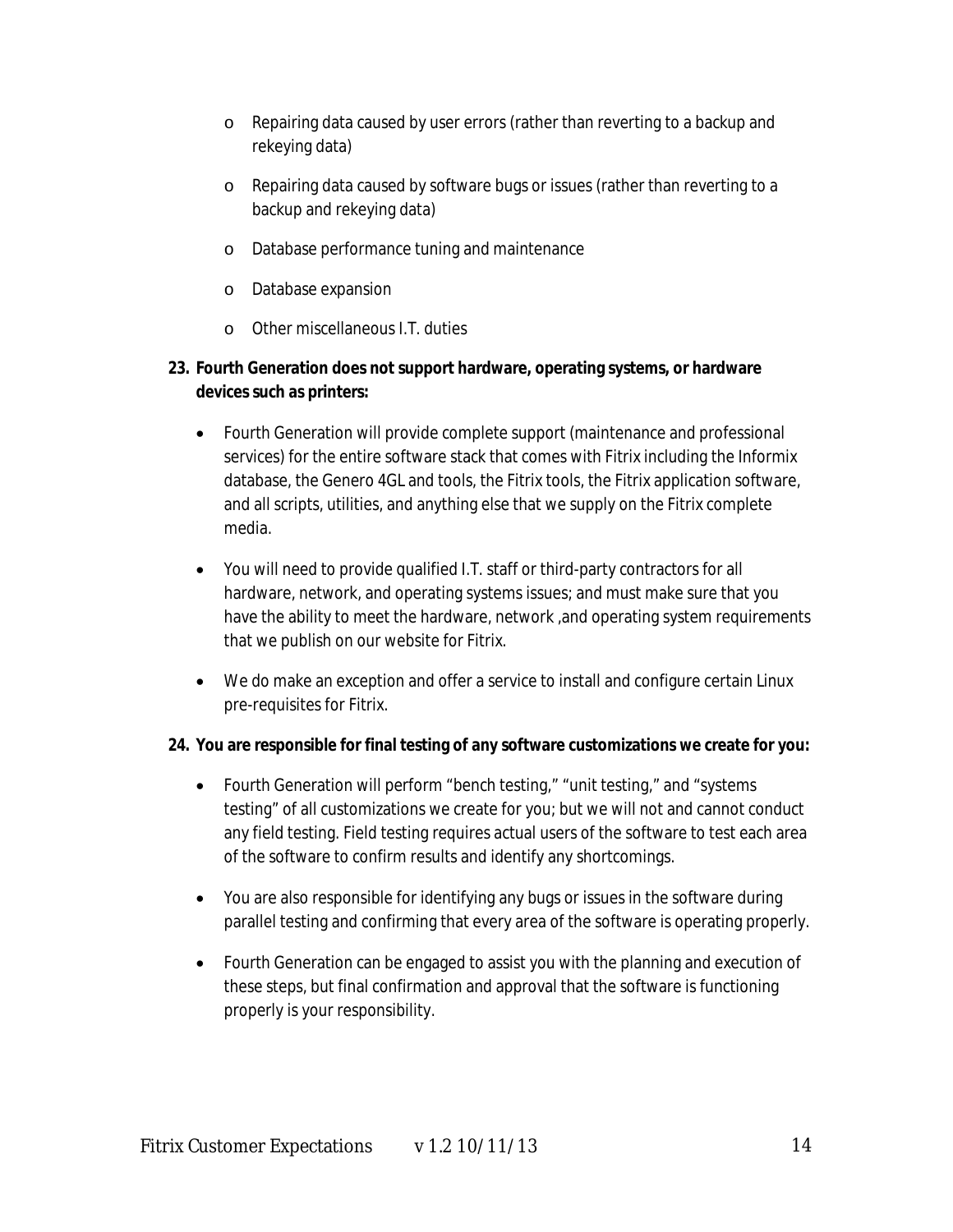- Repairing data caused by user errors (rather than reverting to a backup and rekeying data)
- Repairing data caused by software bugs or issues (rather than reverting to a backup and rekeying data)
- Database performance tuning and maintenance
- Database expansion
- Other miscellaneous I.T. duties

**23. Fourth Generation does not support hardware, operating systems, or hardware devices such as printers:**

- Fourth Generation will provide complete support (maintenance and professional services) for the entire software stack that comes with Fitrix including the Informix database, the Genero 4GL and tools, the Fitrix tools, the Fitrix application software, and all scripts, utilities, and anything else that we supply on the Fitrix complete media.
- You will need to provide qualified I.T. staff or third-party contractors for all hardware, network, and operating systems issues; and must make sure that you have the ability to meet the hardware, network ,and operating system requirements that we publish on our website for Fitrix.
- We do make an exception and offer a service to install and configure certain Linux pre-requisites for Fitrix.

**24. You are responsible for final testing of any software customizations we create for you:**

- Fourth Generation will perform "bench testing," "unit testing," and "systems testing" of all customizations we create for you; but we will not and cannot conduct any field testing. Field testing requires actual users of the software to test each area of the software to confirm results and identify any shortcomings.
- You are also responsible for identifying any bugs or issues in the software during parallel testing and confirming that every area of the software is operating properly.
- Fourth Generation can be engaged to assist you with the planning and execution of these steps, but final confirmation and approval that the software is functioning properly is your responsibility.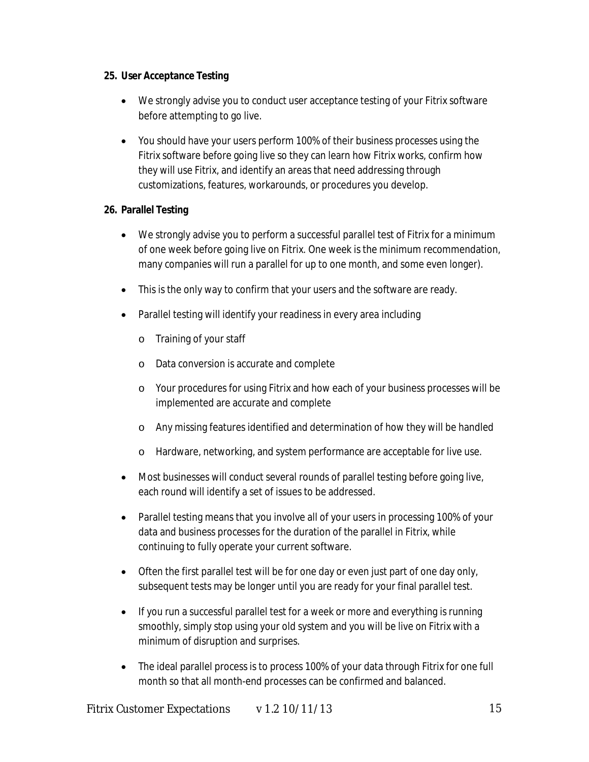**25. User Acceptance Testing**

- We strongly advise you to conduct user acceptance testing of your Fitrix software before attempting to go live.
- You should have your users perform 100% of their business processes using the Fitrix software before going live so they can learn how Fitrix works, confirm how they will use Fitrix, and identify an areas that need addressing through customizations, features, workarounds, or procedures you develop.

**26. Parallel Testing**

- We strongly advise you to perform a successful parallel test of Fitrix for a minimum of one week before going live on Fitrix. One week is the minimum recommendation, many companies will run a parallel for up to one month, and some even longer).
- This is the only way to confirm that your users and the software are ready.
- Parallel testing will identify your readiness in every area including
  - Training of your staff
  - Data conversion is accurate and complete
  - Your procedures for using Fitrix and how each of your business processes will be implemented are accurate and complete
  - Any missing features identified and determination of how they will be handled
  - Hardware, networking, and system performance are acceptable for live use.
- Most businesses will conduct several rounds of parallel testing before going live, each round will identify a set of issues to be addressed.
- Parallel testing means that you involve all of your users in processing 100% of your data and business processes for the duration of the parallel in Fitrix, while continuing to fully operate your current software.
- Often the first parallel test will be for one day or even just part of one day only, subsequent tests may be longer until you are ready for your final parallel test.
- If you run a successful parallel test for a week or more and everything is running smoothly, simply stop using your old system and you will be live on Fitrix with a minimum of disruption and surprises.
- The ideal parallel process is to process 100% of your data through Fitrix for one full month so that all month-end processes can be confirmed and balanced.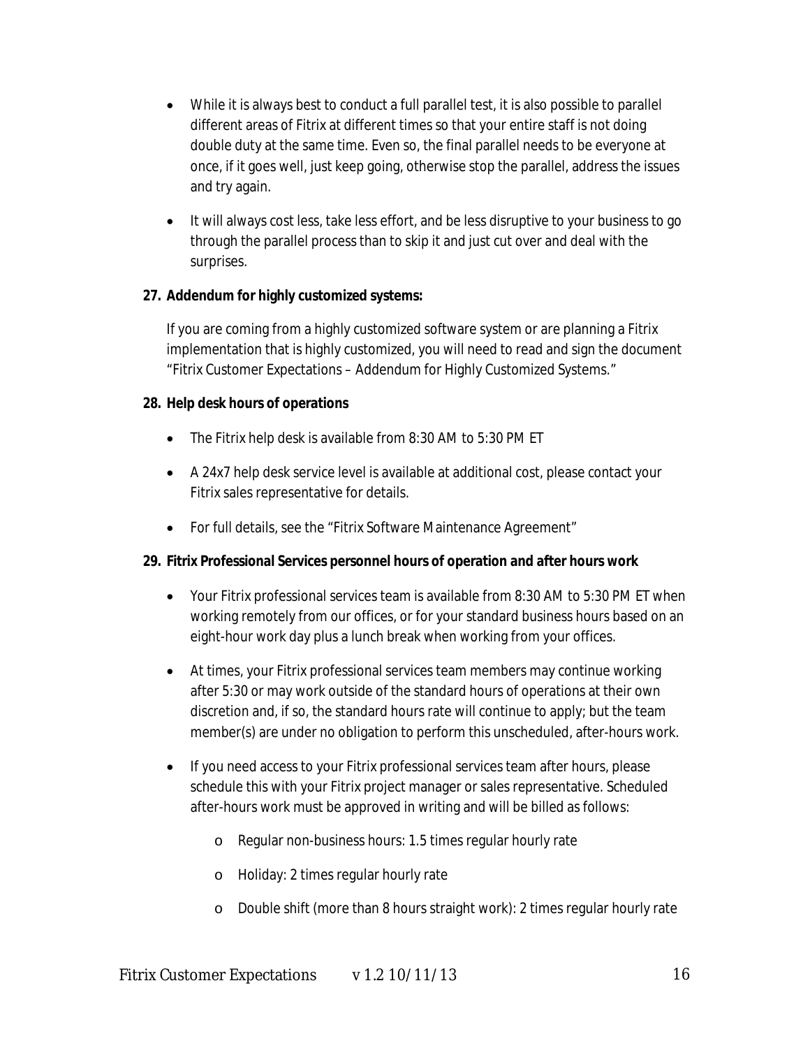- While it is always best to conduct a full parallel test, it is also possible to parallel different areas of Fitrix at different times so that your entire staff is not doing double duty at the same time. Even so, the final parallel needs to be everyone at once, if it goes well, just keep going, otherwise stop the parallel, address the issues and try again.
- It will always cost less, take less effort, and be less disruptive to your business to go through the parallel process than to skip it and just cut over and deal with the surprises.

**27. Addendum for highly customized systems:**

If you are coming from a highly customized software system or are planning a Fitrix implementation that is highly customized, you will need to read and sign the document "Fitrix Customer Expectations – Addendum for Highly Customized Systems."

**28. Help desk hours of operations**

- The Fitrix help desk is available from 8:30 AM to 5:30 PM ET
- A 24x7 help desk service level is available at additional cost, please contact your Fitrix sales representative for details.
- For full details, see the "Fitrix Software Maintenance Agreement"

**29. Fitrix Professional Services personnel hours of operation and after hours work**

- Your Fitrix professional services team is available from 8:30 AM to 5:30 PM ET when working remotely from our offices, or for your standard business hours based on an eight-hour work day plus a lunch break when working from your offices.
- At times, your Fitrix professional services team members may continue working after 5:30 or may work outside of the standard hours of operations at their own discretion and, if so, the standard hours rate will continue to apply; but the team member(s) are under no obligation to perform this unscheduled, after-hours work.
- If you need access to your Fitrix professional services team after hours, please schedule this with your Fitrix project manager or sales representative. Scheduled after-hours work must be approved in writing and will be billed as follows:
  - Regular non-business hours: 1.5 times regular hourly rate
  - Holiday: 2 times regular hourly rate
  - Double shift (more than 8 hours straight work): 2 times regular hourly rate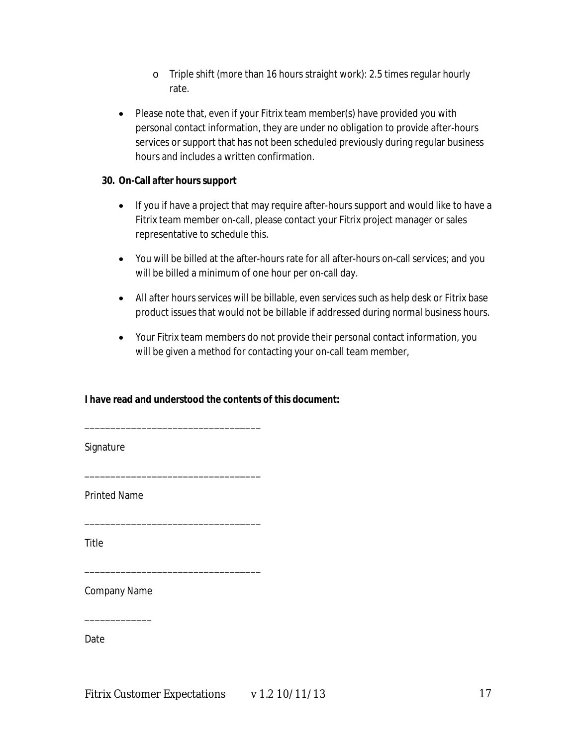- Triple shift (more than 16 hours straight work): 2.5 times regular hourly rate.

- Please note that, even if your Fitrix team member(s) have provided you with personal contact information, they are under no obligation to provide after-hours services or support that has not been scheduled previously during regular business hours and includes a written confirmation.

**30. On-Call after hours support**

- If you if have a project that may require after-hours support and would like to have a Fitrix team member on-call, please contact your Fitrix project manager or sales representative to schedule this.

- You will be billed at the after-hours rate for all after-hours on-call services; and you will be billed a minimum of one hour per on-call day.

- All after hours services will be billable, even services such as help desk or Fitrix base product issues that would not be billable if addressed during normal business hours.

- Your Fitrix team members do not provide their personal contact information, you will be given a method for contacting your on-call team member,

**I have read and understood the contents of this document:**

_________________________________

Signature

_________________________________

Printed Name

_________________________________

Title

_________________________________

Company Name

____________

Date